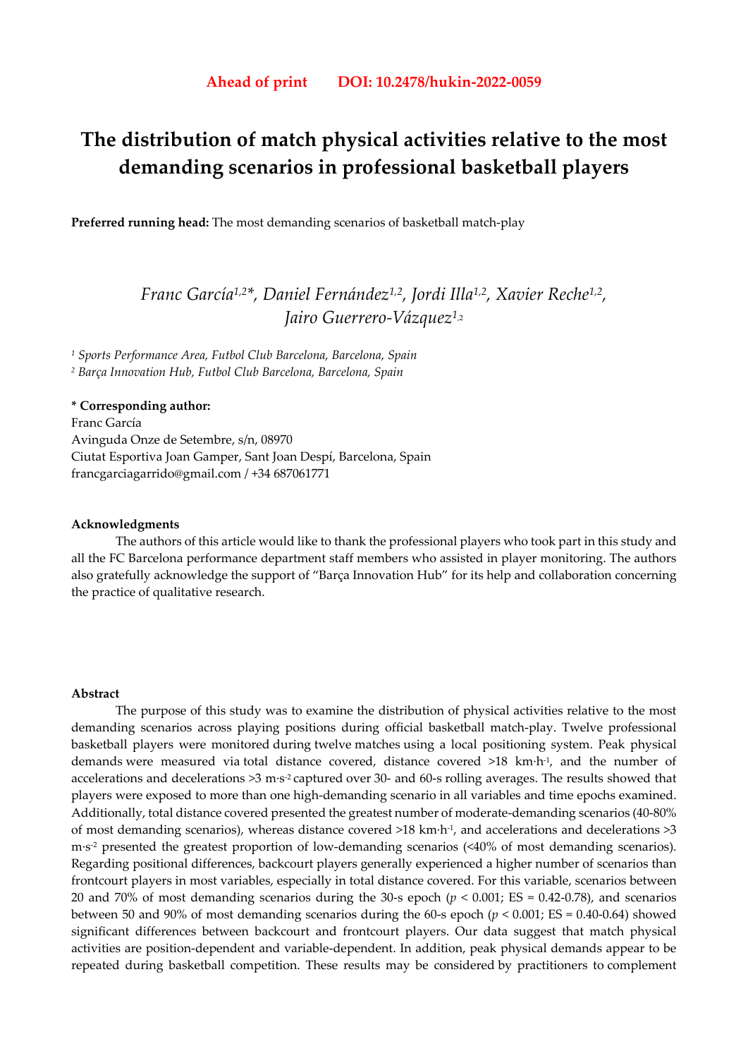**Ahead of print DOI: 10.2478/hukin-2022-0059**

# The distribution of match physical activities relative to the most demanding scenarios in professional basketball players

**Preferred running head:** The most demanding scenarios of basketball match-play

*Franc García[1,2]\*, Daniel Fernández[1,2], Jordi Illa[1,2], Xavier Reche[1,2], Jairo Guerrero-Vázquez[1,2]*

[1] *Sports Performance Area, Futbol Club Barcelona, Barcelona, Spain*

[2] *Barça Innovation Hub, Futbol Club Barcelona, Barcelona, Spain*

**\* Corresponding author:**
Franc García
Avinguda Onze de Setembre, s/n, 08970
Ciutat Esportiva Joan Gamper, Sant Joan Despí, Barcelona, Spain
francgarciagarrido@gmail.com / +34 687061771

**Acknowledgments**

The authors of this article would like to thank the professional players who took part in this study and all the FC Barcelona performance department staff members who assisted in player monitoring. The authors also gratefully acknowledge the support of "Barça Innovation Hub" for its help and collaboration concerning the practice of qualitative research.

**Abstract**

The purpose of this study was to examine the distribution of physical activities relative to the most demanding scenarios across playing positions during official basketball match-play. Twelve professional basketball players were monitored during twelve matches using a local positioning system. Peak physical demands were measured via total distance covered, distance covered >18 km·h$^{-1}$, and the number of accelerations and decelerations >3 m·s$^{-2}$ captured over 30- and 60-s rolling averages. The results showed that players were exposed to more than one high-demanding scenario in all variables and time epochs examined. Additionally, total distance covered presented the greatest number of moderate-demanding scenarios (40-80% of most demanding scenarios), whereas distance covered >18 km·h$^{-1}$, and accelerations and decelerations >3 m·s$^{-2}$ presented the greatest proportion of low-demanding scenarios (<40% of most demanding scenarios). Regarding positional differences, backcourt players generally experienced a higher number of scenarios than frontcourt players in most variables, especially in total distance covered. For this variable, scenarios between 20 and 70% of most demanding scenarios during the 30-s epoch ($p$ < 0.001; ES = 0.42-0.78), and scenarios between 50 and 90% of most demanding scenarios during the 60-s epoch ($p$ < 0.001; ES = 0.40-0.64) showed significant differences between backcourt and frontcourt players. Our data suggest that match physical activities are position-dependent and variable-dependent. In addition, peak physical demands appear to be repeated during basketball competition. These results may be considered by practitioners to complement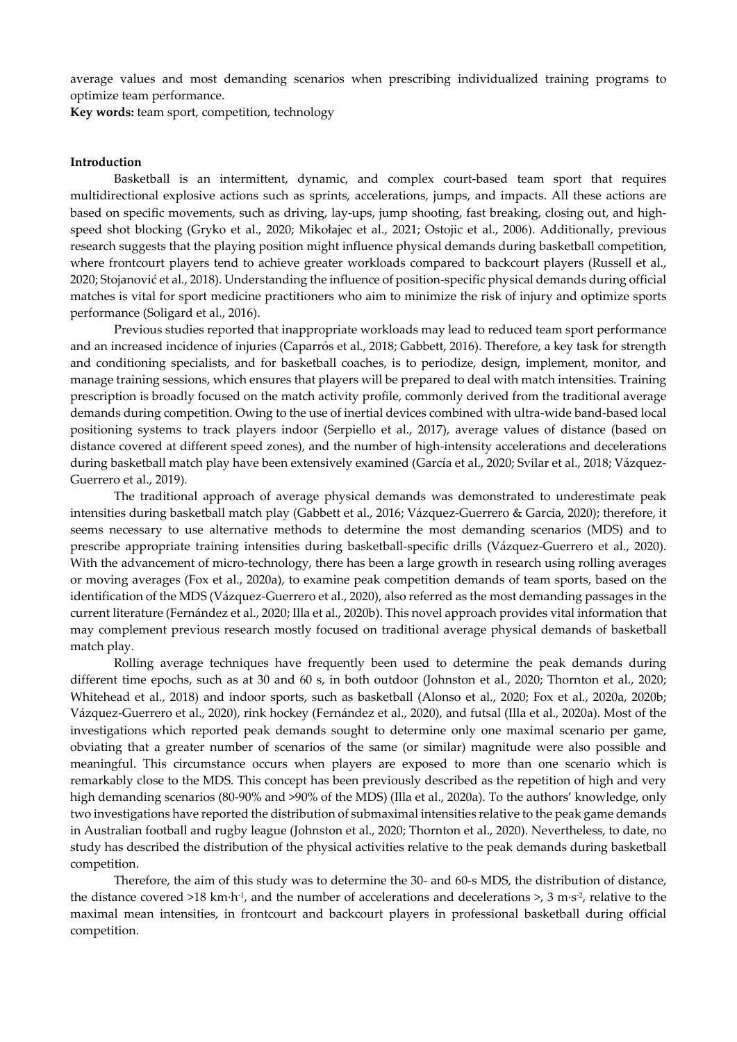average values and most demanding scenarios when prescribing individualized training programs to optimize team performance.

**Key words:** team sport, competition, technology

## Introduction

Basketball is an intermittent, dynamic, and complex court-based team sport that requires multidirectional explosive actions such as sprints, accelerations, jumps, and impacts. All these actions are based on specific movements, such as driving, lay-ups, jump shooting, fast breaking, closing out, and high-speed shot blocking (Gryko et al., 2020; Mikołajec et al., 2021; Ostojic et al., 2006). Additionally, previous research suggests that the playing position might influence physical demands during basketball competition, where frontcourt players tend to achieve greater workloads compared to backcourt players (Russell et al., 2020; Stojanović et al., 2018). Understanding the influence of position-specific physical demands during official matches is vital for sport medicine practitioners who aim to minimize the risk of injury and optimize sports performance (Soligard et al., 2016).

Previous studies reported that inappropriate workloads may lead to reduced team sport performance and an increased incidence of injuries (Caparrós et al., 2018; Gabbett, 2016). Therefore, a key task for strength and conditioning specialists, and for basketball coaches, is to periodize, design, implement, monitor, and manage training sessions, which ensures that players will be prepared to deal with match intensities. Training prescription is broadly focused on the match activity profile, commonly derived from the traditional average demands during competition. Owing to the use of inertial devices combined with ultra-wide band-based local positioning systems to track players indoor (Serpiello et al., 2017), average values of distance (based on distance covered at different speed zones), and the number of high-intensity accelerations and decelerations during basketball match play have been extensively examined (García et al., 2020; Svilar et al., 2018; Vázquez-Guerrero et al., 2019).

The traditional approach of average physical demands was demonstrated to underestimate peak intensities during basketball match play (Gabbett et al., 2016; Vázquez-Guerrero & Garcia, 2020); therefore, it seems necessary to use alternative methods to determine the most demanding scenarios (MDS) and to prescribe appropriate training intensities during basketball-specific drills (Vázquez-Guerrero et al., 2020). With the advancement of micro-technology, there has been a large growth in research using rolling averages or moving averages (Fox et al., 2020a), to examine peak competition demands of team sports, based on the identification of the MDS (Vázquez-Guerrero et al., 2020), also referred as the most demanding passages in the current literature (Fernández et al., 2020; Illa et al., 2020b). This novel approach provides vital information that may complement previous research mostly focused on traditional average physical demands of basketball match play.

Rolling average techniques have frequently been used to determine the peak demands during different time epochs, such as at 30 and 60 s, in both outdoor (Johnston et al., 2020; Thornton et al., 2020; Whitehead et al., 2018) and indoor sports, such as basketball (Alonso et al., 2020; Fox et al., 2020a, 2020b; Vázquez-Guerrero et al., 2020), rink hockey (Fernández et al., 2020), and futsal (Illa et al., 2020a). Most of the investigations which reported peak demands sought to determine only one maximal scenario per game, obviating that a greater number of scenarios of the same (or similar) magnitude were also possible and meaningful. This circumstance occurs when players are exposed to more than one scenario which is remarkably close to the MDS. This concept has been previously described as the repetition of high and very high demanding scenarios (80-90% and >90% of the MDS) (Illa et al., 2020a). To the authors' knowledge, only two investigations have reported the distribution of submaximal intensities relative to the peak game demands in Australian football and rugby league (Johnston et al., 2020; Thornton et al., 2020). Nevertheless, to date, no study has described the distribution of the physical activities relative to the peak demands during basketball competition.

Therefore, the aim of this study was to determine the 30- and 60-s MDS, the distribution of distance, the distance covered >18 $km \cdot h^{-1}$, and the number of accelerations and decelerations >, 3 $m \cdot s^{-2}$, relative to the maximal mean intensities, in frontcourt and backcourt players in professional basketball during official competition.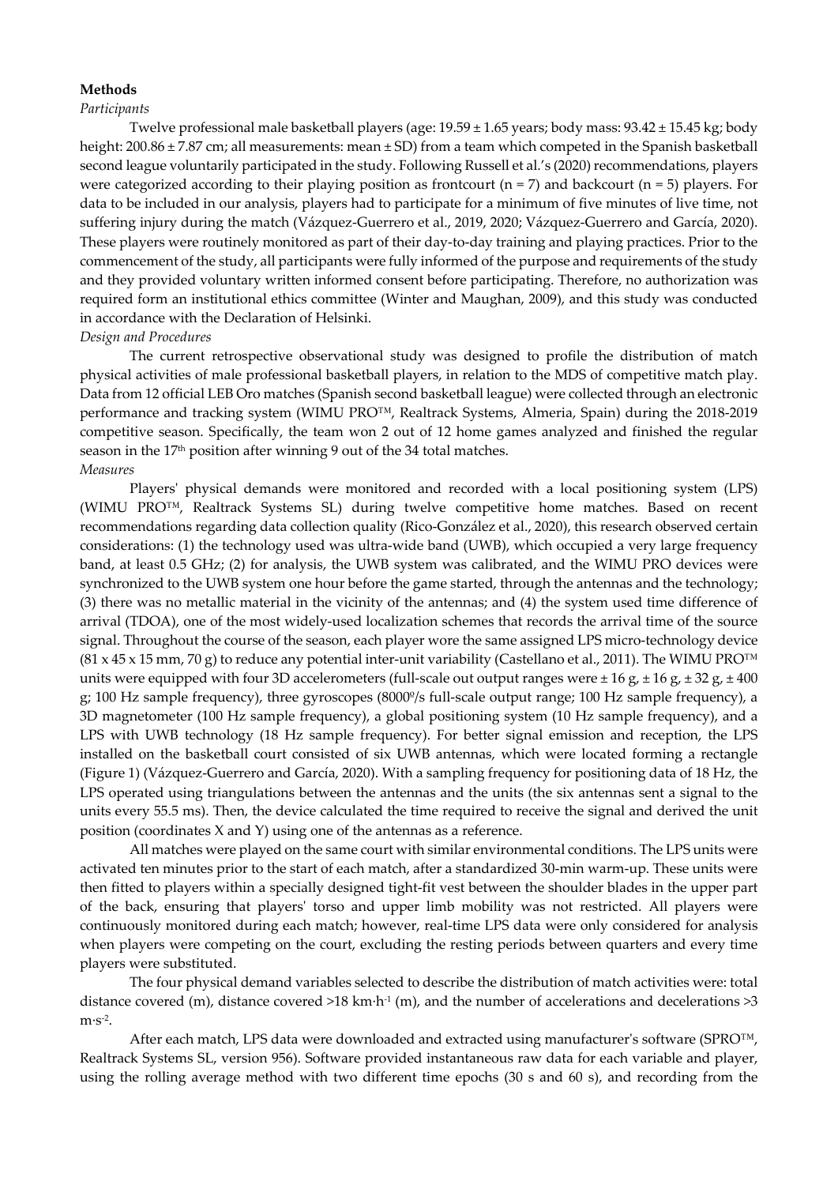## Methods

### *Participants*

Twelve professional male basketball players (age: 19.59 ± 1.65 years; body mass: 93.42 ± 15.45 kg; body height: 200.86 ± 7.87 cm; all measurements: mean ± SD) from a team which competed in the Spanish basketball second league voluntarily participated in the study. Following Russell et al.'s (2020) recommendations, players were categorized according to their playing position as frontcourt (n = 7) and backcourt (n = 5) players. For data to be included in our analysis, players had to participate for a minimum of five minutes of live time, not suffering injury during the match (Vázquez-Guerrero et al., 2019, 2020; Vázquez-Guerrero and García, 2020). These players were routinely monitored as part of their day-to-day training and playing practices. Prior to the commencement of the study, all participants were fully informed of the purpose and requirements of the study and they provided voluntary written informed consent before participating. Therefore, no authorization was required form an institutional ethics committee (Winter and Maughan, 2009), and this study was conducted in accordance with the Declaration of Helsinki.

### *Design and Procedures*

The current retrospective observational study was designed to profile the distribution of match physical activities of male professional basketball players, in relation to the MDS of competitive match play. Data from 12 official LEB Oro matches (Spanish second basketball league) were collected through an electronic performance and tracking system (WIMU PRO™, Realtrack Systems, Almeria, Spain) during the 2018-2019 competitive season. Specifically, the team won 2 out of 12 home games analyzed and finished the regular season in the 17th position after winning 9 out of the 34 total matches.

### *Measures*

Players' physical demands were monitored and recorded with a local positioning system (LPS) (WIMU PRO™, Realtrack Systems SL) during twelve competitive home matches. Based on recent recommendations regarding data collection quality (Rico-González et al., 2020), this research observed certain considerations: (1) the technology used was ultra-wide band (UWB), which occupied a very large frequency band, at least 0.5 GHz; (2) for analysis, the UWB system was calibrated, and the WIMU PRO devices were synchronized to the UWB system one hour before the game started, through the antennas and the technology; (3) there was no metallic material in the vicinity of the antennas; and (4) the system used time difference of arrival (TDOA), one of the most widely-used localization schemes that records the arrival time of the source signal. Throughout the course of the season, each player wore the same assigned LPS micro-technology device (81 x 45 x 15 mm, 70 g) to reduce any potential inter-unit variability (Castellano et al., 2011). The WIMU PRO™ units were equipped with four 3D accelerometers (full-scale out output ranges were ± 16 g, ± 16 g, ± 32 g, ± 400 g; 100 Hz sample frequency), three gyroscopes (8000º/s full-scale output range; 100 Hz sample frequency), a 3D magnetometer (100 Hz sample frequency), a global positioning system (10 Hz sample frequency), and a LPS with UWB technology (18 Hz sample frequency). For better signal emission and reception, the LPS installed on the basketball court consisted of six UWB antennas, which were located forming a rectangle (Figure 1) (Vázquez-Guerrero and García, 2020). With a sampling frequency for positioning data of 18 Hz, the LPS operated using triangulations between the antennas and the units (the six antennas sent a signal to the units every 55.5 ms). Then, the device calculated the time required to receive the signal and derived the unit position (coordinates X and Y) using one of the antennas as a reference.

All matches were played on the same court with similar environmental conditions. The LPS units were activated ten minutes prior to the start of each match, after a standardized 30-min warm-up. These units were then fitted to players within a specially designed tight-fit vest between the shoulder blades in the upper part of the back, ensuring that players' torso and upper limb mobility was not restricted. All players were continuously monitored during each match; however, real-time LPS data were only considered for analysis when players were competing on the court, excluding the resting periods between quarters and every time players were substituted.

The four physical demand variables selected to describe the distribution of match activities were: total distance covered (m), distance covered >18 $km \cdot h^{-1}$ (m), and the number of accelerations and decelerations >3 $m \cdot s^{-2}$.

After each match, LPS data were downloaded and extracted using manufacturer's software (SPRO™, Realtrack Systems SL, version 956). Software provided instantaneous raw data for each variable and player, using the rolling average method with two different time epochs (30 s and 60 s), and recording from the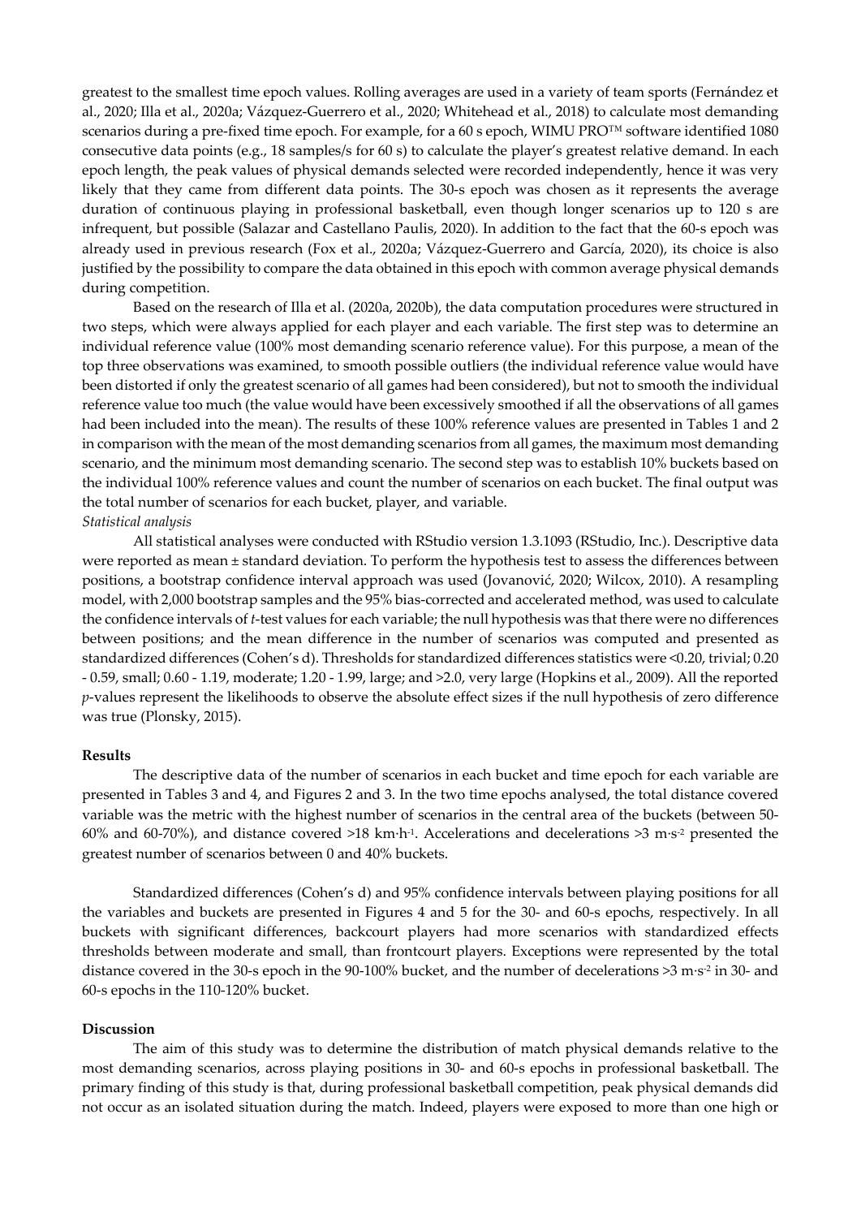greatest to the smallest time epoch values. Rolling averages are used in a variety of team sports (Fernández et al., 2020; Illa et al., 2020a; Vázquez-Guerrero et al., 2020; Whitehead et al., 2018) to calculate most demanding scenarios during a pre-fixed time epoch. For example, for a 60 s epoch, WIMU PRO™ software identified 1080 consecutive data points (e.g., 18 samples/s for 60 s) to calculate the player's greatest relative demand. In each epoch length, the peak values of physical demands selected were recorded independently, hence it was very likely that they came from different data points. The 30-s epoch was chosen as it represents the average duration of continuous playing in professional basketball, even though longer scenarios up to 120 s are infrequent, but possible (Salazar and Castellano Paulis, 2020). In addition to the fact that the 60-s epoch was already used in previous research (Fox et al., 2020a; Vázquez-Guerrero and García, 2020), its choice is also justified by the possibility to compare the data obtained in this epoch with common average physical demands during competition.

Based on the research of Illa et al. (2020a, 2020b), the data computation procedures were structured in two steps, which were always applied for each player and each variable. The first step was to determine an individual reference value (100% most demanding scenario reference value). For this purpose, a mean of the top three observations was examined, to smooth possible outliers (the individual reference value would have been distorted if only the greatest scenario of all games had been considered), but not to smooth the individual reference value too much (the value would have been excessively smoothed if all the observations of all games had been included into the mean). The results of these 100% reference values are presented in Tables 1 and 2 in comparison with the mean of the most demanding scenarios from all games, the maximum most demanding scenario, and the minimum most demanding scenario. The second step was to establish 10% buckets based on the individual 100% reference values and count the number of scenarios on each bucket. The final output was the total number of scenarios for each bucket, player, and variable.

*Statistical analysis*

All statistical analyses were conducted with RStudio version 1.3.1093 (RStudio, Inc.). Descriptive data were reported as mean ± standard deviation. To perform the hypothesis test to assess the differences between positions, a bootstrap confidence interval approach was used (Jovanović, 2020; Wilcox, 2010). A resampling model, with 2,000 bootstrap samples and the 95% bias-corrected and accelerated method, was used to calculate the confidence intervals of *t*-test values for each variable; the null hypothesis was that there were no differences between positions; and the mean difference in the number of scenarios was computed and presented as standardized differences (Cohen's d). Thresholds for standardized differences statistics were <0.20, trivial; 0.20 - 0.59, small; 0.60 - 1.19, moderate; 1.20 - 1.99, large; and >2.0, very large (Hopkins et al., 2009). All the reported *p*-values represent the likelihoods to observe the absolute effect sizes if the null hypothesis of zero difference was true (Plonsky, 2015).

## Results

The descriptive data of the number of scenarios in each bucket and time epoch for each variable are presented in Tables 3 and 4, and Figures 2 and 3. In the two time epochs analysed, the total distance covered variable was the metric with the highest number of scenarios in the central area of the buckets (between 50-60% and 60-70%), and distance covered >18 $km \cdot h^{-1}$. Accelerations and decelerations >3 $m \cdot s^{-2}$ presented the greatest number of scenarios between 0 and 40% buckets.

Standardized differences (Cohen's d) and 95% confidence intervals between playing positions for all the variables and buckets are presented in Figures 4 and 5 for the 30- and 60-s epochs, respectively. In all buckets with significant differences, backcourt players had more scenarios with standardized effects thresholds between moderate and small, than frontcourt players. Exceptions were represented by the total distance covered in the 30-s epoch in the 90-100% bucket, and the number of decelerations >3 $m \cdot s^{-2}$ in 30- and 60-s epochs in the 110-120% bucket.

## Discussion

The aim of this study was to determine the distribution of match physical demands relative to the most demanding scenarios, across playing positions in 30- and 60-s epochs in professional basketball. The primary finding of this study is that, during professional basketball competition, peak physical demands did not occur as an isolated situation during the match. Indeed, players were exposed to more than one high or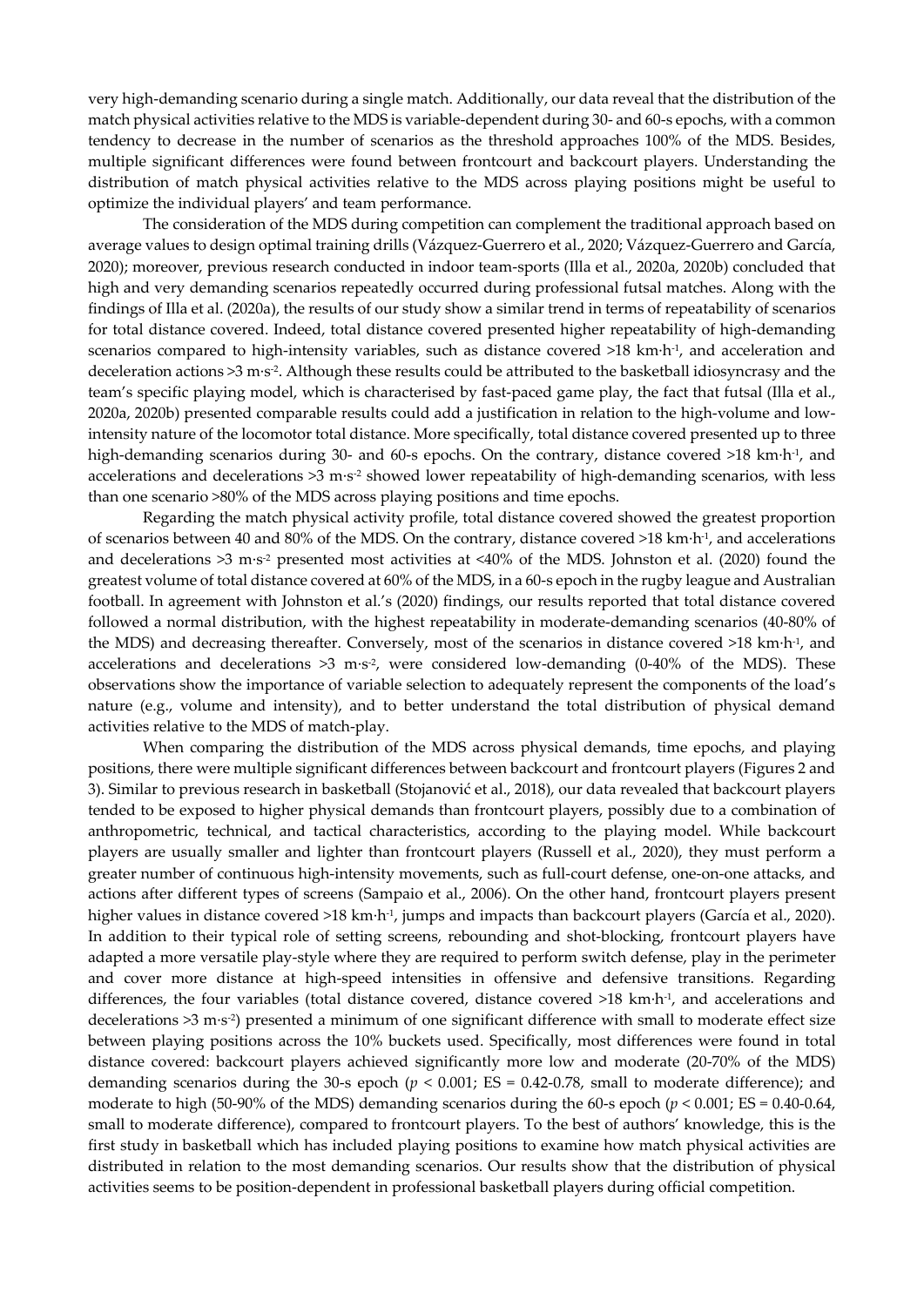very high-demanding scenario during a single match. Additionally, our data reveal that the distribution of the match physical activities relative to the MDS is variable-dependent during 30- and 60-s epochs, with a common tendency to decrease in the number of scenarios as the threshold approaches 100% of the MDS. Besides, multiple significant differences were found between frontcourt and backcourt players. Understanding the distribution of match physical activities relative to the MDS across playing positions might be useful to optimize the individual players' and team performance.

The consideration of the MDS during competition can complement the traditional approach based on average values to design optimal training drills (Vázquez-Guerrero et al., 2020; Vázquez-Guerrero and García, 2020); moreover, previous research conducted in indoor team-sports (Illa et al., 2020a, 2020b) concluded that high and very demanding scenarios repeatedly occurred during professional futsal matches. Along with the findings of Illa et al. (2020a), the results of our study show a similar trend in terms of repeatability of scenarios for total distance covered. Indeed, total distance covered presented higher repeatability of high-demanding scenarios compared to high-intensity variables, such as distance covered >18 $km \cdot h^{-1}$, and acceleration and deceleration actions >3 $m \cdot s^{-2}$. Although these results could be attributed to the basketball idiosyncrasy and the team's specific playing model, which is characterised by fast-paced game play, the fact that futsal (Illa et al., 2020a, 2020b) presented comparable results could add a justification in relation to the high-volume and low-intensity nature of the locomotor total distance. More specifically, total distance covered presented up to three high-demanding scenarios during 30- and 60-s epochs. On the contrary, distance covered >18 $km \cdot h^{-1}$, and accelerations and decelerations >3 $m \cdot s^{-2}$ showed lower repeatability of high-demanding scenarios, with less than one scenario >80% of the MDS across playing positions and time epochs.

Regarding the match physical activity profile, total distance covered showed the greatest proportion of scenarios between 40 and 80% of the MDS. On the contrary, distance covered >18 $km \cdot h^{-1}$, and accelerations and decelerations >3 $m \cdot s^{-2}$ presented most activities at <40% of the MDS. Johnston et al. (2020) found the greatest volume of total distance covered at 60% of the MDS, in a 60-s epoch in the rugby league and Australian football. In agreement with Johnston et al.'s (2020) findings, our results reported that total distance covered followed a normal distribution, with the highest repeatability in moderate-demanding scenarios (40-80% of the MDS) and decreasing thereafter. Conversely, most of the scenarios in distance covered >18 $km \cdot h^{-1}$, and accelerations and decelerations >3 $m \cdot s^{-2}$, were considered low-demanding (0-40% of the MDS). These observations show the importance of variable selection to adequately represent the components of the load's nature (e.g., volume and intensity), and to better understand the total distribution of physical demand activities relative to the MDS of match-play.

When comparing the distribution of the MDS across physical demands, time epochs, and playing positions, there were multiple significant differences between backcourt and frontcourt players (Figures 2 and 3). Similar to previous research in basketball (Stojanović et al., 2018), our data revealed that backcourt players tended to be exposed to higher physical demands than frontcourt players, possibly due to a combination of anthropometric, technical, and tactical characteristics, according to the playing model. While backcourt players are usually smaller and lighter than frontcourt players (Russell et al., 2020), they must perform a greater number of continuous high-intensity movements, such as full-court defense, one-on-one attacks, and actions after different types of screens (Sampaio et al., 2006). On the other hand, frontcourt players present higher values in distance covered >18 $km \cdot h^{-1}$, jumps and impacts than backcourt players (García et al., 2020). In addition to their typical role of setting screens, rebounding and shot-blocking, frontcourt players have adapted a more versatile play-style where they are required to perform switch defense, play in the perimeter and cover more distance at high-speed intensities in offensive and defensive transitions. Regarding differences, the four variables (total distance covered, distance covered >18 $km \cdot h^{-1}$, and accelerations and decelerations >3 $m \cdot s^{-2}$) presented a minimum of one significant difference with small to moderate effect size between playing positions across the 10% buckets used. Specifically, most differences were found in total distance covered: backcourt players achieved significantly more low and moderate (20-70% of the MDS) demanding scenarios during the 30-s epoch ($p < 0.001$; ES = 0.42-0.78, small to moderate difference); and moderate to high (50-90% of the MDS) demanding scenarios during the 60-s epoch ($p < 0.001$; ES = 0.40-0.64, small to moderate difference), compared to frontcourt players. To the best of authors' knowledge, this is the first study in basketball which has included playing positions to examine how match physical activities are distributed in relation to the most demanding scenarios. Our results show that the distribution of physical activities seems to be position-dependent in professional basketball players during official competition.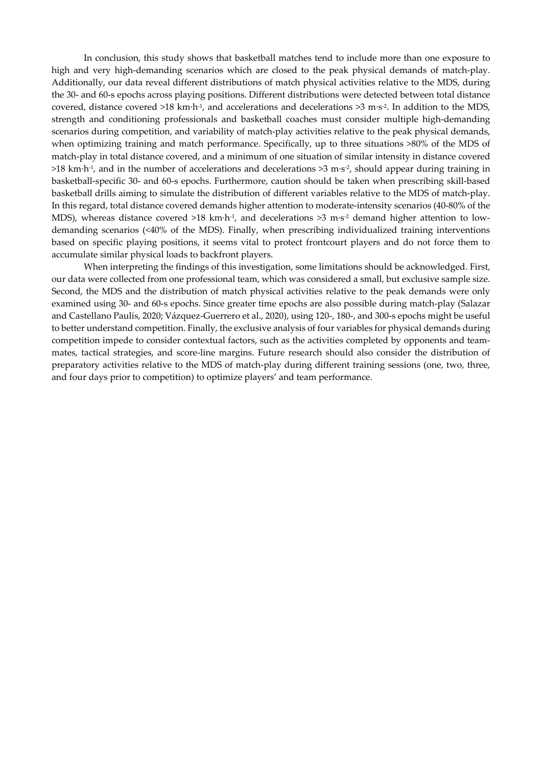In conclusion, this study shows that basketball matches tend to include more than one exposure to high and very high-demanding scenarios which are closed to the peak physical demands of match-play. Additionally, our data reveal different distributions of match physical activities relative to the MDS, during the 30- and 60-s epochs across playing positions. Different distributions were detected between total distance covered, distance covered >18 $km \cdot h^{-1}$, and accelerations and decelerations >3 $m \cdot s^{-2}$. In addition to the MDS, strength and conditioning professionals and basketball coaches must consider multiple high-demanding scenarios during competition, and variability of match-play activities relative to the peak physical demands, when optimizing training and match performance. Specifically, up to three situations >80% of the MDS of match-play in total distance covered, and a minimum of one situation of similar intensity in distance covered >18 $km \cdot h^{-1}$, and in the number of accelerations and decelerations >3 $m \cdot s^{-2}$, should appear during training in basketball-specific 30- and 60-s epochs. Furthermore, caution should be taken when prescribing skill-based basketball drills aiming to simulate the distribution of different variables relative to the MDS of match-play. In this regard, total distance covered demands higher attention to moderate-intensity scenarios (40-80% of the MDS), whereas distance covered >18 $km \cdot h^{-1}$, and decelerations >3 $m \cdot s^{-2}$ demand higher attention to low-demanding scenarios (<40% of the MDS). Finally, when prescribing individualized training interventions based on specific playing positions, it seems vital to protect frontcourt players and do not force them to accumulate similar physical loads to backfront players.

When interpreting the findings of this investigation, some limitations should be acknowledged. First, our data were collected from one professional team, which was considered a small, but exclusive sample size. Second, the MDS and the distribution of match physical activities relative to the peak demands were only examined using 30- and 60-s epochs. Since greater time epochs are also possible during match-play (Salazar and Castellano Paulis, 2020; Vázquez-Guerrero et al., 2020), using 120-, 180-, and 300-s epochs might be useful to better understand competition. Finally, the exclusive analysis of four variables for physical demands during competition impede to consider contextual factors, such as the activities completed by opponents and team-mates, tactical strategies, and score-line margins. Future research should also consider the distribution of preparatory activities relative to the MDS of match-play during different training sessions (one, two, three, and four days prior to competition) to optimize players' and team performance.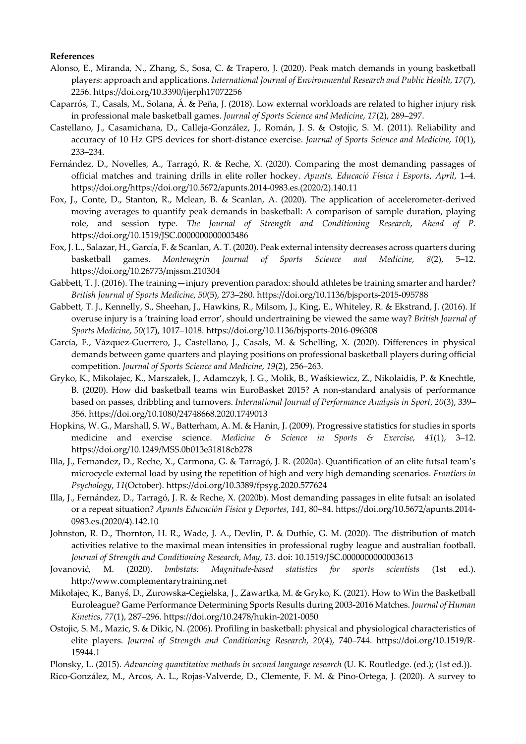**References**

Alonso, E., Miranda, N., Zhang, S., Sosa, C. & Trapero, J. (2020). Peak match demands in young basketball players: approach and applications. *International Journal of Environmental Research and Public Health*, *17*(7), 2256. https://doi.org/10.3390/ijerph17072256

Caparrós, T., Casals, M., Solana, Á. & Peña, J. (2018). Low external workloads are related to higher injury risk in professional male basketball games. *Journal of Sports Science and Medicine*, *17*(2), 289–297.

Castellano, J., Casamichana, D., Calleja-González, J., Román, J. S. & Ostojic, S. M. (2011). Reliability and accuracy of 10 Hz GPS devices for short-distance exercise. *Journal of Sports Science and Medicine*, *10*(1), 233–234.

Fernández, D., Novelles, A., Tarragó, R. & Reche, X. (2020). Comparing the most demanding passages of official matches and training drills in elite roller hockey. *Apunts, Educació Física i Esports*, *April*, 1–4. https://doi.org/https://doi.org/10.5672/apunts.2014-0983.es.(2020/2).140.11

Fox, J., Conte, D., Stanton, R., Mclean, B. & Scanlan, A. (2020). The application of accelerometer-derived moving averages to quantify peak demands in basketball: A comparison of sample duration, playing role, and session type. *The Journal of Strength and Conditioning Research*, *Ahead of P*. https://doi.org/10.1519/JSC.0000000000003486

Fox, J. L., Salazar, H., García, F. & Scanlan, A. T. (2020). Peak external intensity decreases across quarters during basketball games. *Montenegrin Journal of Sports Science and Medicine*, *8*(2), 5–12. https://doi.org/10.26773/mjssm.210304

Gabbett, T. J. (2016). The training—injury prevention paradox: should athletes be training smarter and harder? *British Journal of Sports Medicine*, *50*(5), 273–280. https://doi.org/10.1136/bjsports-2015-095788

Gabbett, T. J., Kennelly, S., Sheehan, J., Hawkins, R., Milsom, J., King, E., Whiteley, R. & Ekstrand, J. (2016). If overuse injury is a 'training load error', should undertraining be viewed the same way? *British Journal of Sports Medicine*, *50*(17), 1017–1018. https://doi.org/10.1136/bjsports-2016-096308

García, F., Vázquez-Guerrero, J., Castellano, J., Casals, M. & Schelling, X. (2020). Differences in physical demands between game quarters and playing positions on professional basketball players during official competition. *Journal of Sports Science and Medicine*, *19*(2), 256–263.

Gryko, K., Mikołajec, K., Marszałek, J., Adamczyk, J. G., Molik, B., Waśkiewicz, Z., Nikolaidis, P. & Knechtle, B. (2020). How did basketball teams win EuroBasket 2015? A non-standard analysis of performance based on passes, dribbling and turnovers. *International Journal of Performance Analysis in Sport*, *20*(3), 339–356. https://doi.org/10.1080/24748668.2020.1749013

Hopkins, W. G., Marshall, S. W., Batterham, A. M. & Hanin, J. (2009). Progressive statistics for studies in sports medicine and exercise science. *Medicine & Science in Sports & Exercise*, *41*(1), 3–12. https://doi.org/10.1249/MSS.0b013e31818cb278

Illa, J., Fernandez, D., Reche, X., Carmona, G. & Tarragó, J. R. (2020a). Quantification of an elite futsal team's microcycle external load by using the repetition of high and very high demanding scenarios. *Frontiers in Psychology*, *11*(October). https://doi.org/10.3389/fpsyg.2020.577624

Illa, J., Fernández, D., Tarragó, J. R. & Reche, X. (2020b). Most demanding passages in elite futsal: an isolated or a repeat situation? *Apunts Educación Física y Deportes*, *141*, 80–84. https://doi.org/10.5672/apunts.2014-0983.es.(2020/4).142.10

Johnston, R. D., Thornton, H. R., Wade, J. A., Devlin, P. & Duthie, G. M. (2020). The distribution of match activities relative to the maximal mean intensities in professional rugby league and australian football. *Journal of Strength and Conditioning Research*, *May*, *13*. doi: 10.1519/JSC.0000000000003613

Jovanović, M. (2020). *bmbstats: Magnitude-based statistics for sports scientists* (1st ed.). http://www.complementarytraining.net

Mikołajec, K., Banyś, D., Zurowska-Cegielska, J., Zawartka, M. & Gryko, K. (2021). How to Win the Basketball Euroleague? Game Performance Determining Sports Results during 2003-2016 Matches. *Journal of Human Kinetics*, *77*(1), 287–296. https://doi.org/10.2478/hukin-2021-0050

Ostojic, S. M., Mazic, S. & Dikic, N. (2006). Profiling in basketball: physical and physiological characteristics of elite players. *Journal of Strength and Conditioning Research*, *20*(4), 740–744. https://doi.org/10.1519/R-15944.1

Plonsky, L. (2015). *Advancing quantitative methods in second language research* (U. K. Routledge. (ed.); (1st ed.)).

Rico-González, M., Arcos, A. L., Rojas-Valverde, D., Clemente, F. M. & Pino-Ortega, J. (2020). A survey to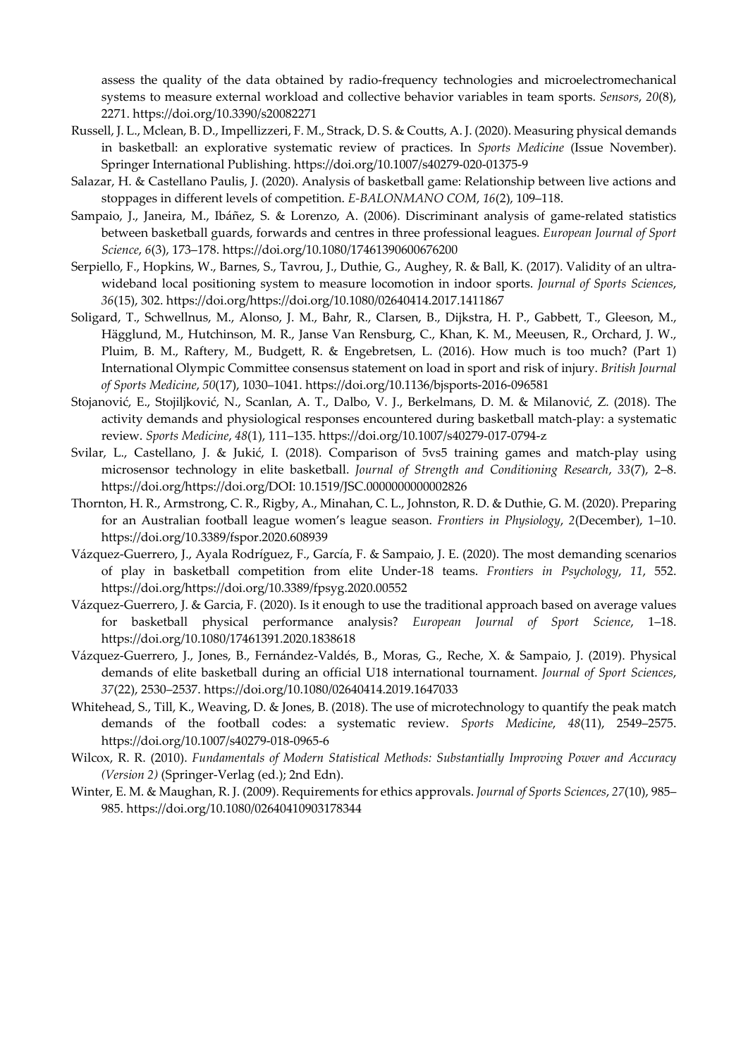assess the quality of the data obtained by radio-frequency technologies and microelectromechanical systems to measure external workload and collective behavior variables in team sports. *Sensors*, *20*(8), 2271. https://doi.org/10.3390/s20082271

Russell, J. L., Mclean, B. D., Impellizzeri, F. M., Strack, D. S. & Coutts, A. J. (2020). Measuring physical demands in basketball: an explorative systematic review of practices. In *Sports Medicine* (Issue November). Springer International Publishing. https://doi.org/10.1007/s40279-020-01375-9

Salazar, H. & Castellano Paulis, J. (2020). Analysis of basketball game: Relationship between live actions and stoppages in different levels of competition. *E-BALONMANO COM*, *16*(2), 109–118.

Sampaio, J., Janeira, M., Ibáñez, S. & Lorenzo, A. (2006). Discriminant analysis of game-related statistics between basketball guards, forwards and centres in three professional leagues. *European Journal of Sport Science*, *6*(3), 173–178. https://doi.org/10.1080/17461390600676200

Serpiello, F., Hopkins, W., Barnes, S., Tavrou, J., Duthie, G., Aughey, R. & Ball, K. (2017). Validity of an ultra-wideband local positioning system to measure locomotion in indoor sports. *Journal of Sports Sciences*, *36*(15), 302. https://doi.org/https://doi.org/10.1080/02640414.2017.1411867

Soligard, T., Schwellnus, M., Alonso, J. M., Bahr, R., Clarsen, B., Dijkstra, H. P., Gabbett, T., Gleeson, M., Hägglund, M., Hutchinson, M. R., Janse Van Rensburg, C., Khan, K. M., Meeusen, R., Orchard, J. W., Pluim, B. M., Raftery, M., Budgett, R. & Engebretsen, L. (2016). How much is too much? (Part 1) International Olympic Committee consensus statement on load in sport and risk of injury. *British Journal of Sports Medicine*, *50*(17), 1030–1041. https://doi.org/10.1136/bjsports-2016-096581

Stojanović, E., Stojiljković, N., Scanlan, A. T., Dalbo, V. J., Berkelmans, D. M. & Milanović, Z. (2018). The activity demands and physiological responses encountered during basketball match-play: a systematic review. *Sports Medicine*, *48*(1), 111–135. https://doi.org/10.1007/s40279-017-0794-z

Svilar, L., Castellano, J. & Jukić, I. (2018). Comparison of 5vs5 training games and match-play using microsensor technology in elite basketball. *Journal of Strength and Conditioning Research*, *33*(7), 2–8. https://doi.org/https://doi.org/DOI: 10.1519/JSC.0000000000002826

Thornton, H. R., Armstrong, C. R., Rigby, A., Minahan, C. L., Johnston, R. D. & Duthie, G. M. (2020). Preparing for an Australian football league women's league season. *Frontiers in Physiology*, *2*(December), 1–10. https://doi.org/10.3389/fspor.2020.608939

Vázquez-Guerrero, J., Ayala Rodríguez, F., García, F. & Sampaio, J. E. (2020). The most demanding scenarios of play in basketball competition from elite Under-18 teams. *Frontiers in Psychology*, *11*, 552. https://doi.org/https://doi.org/10.3389/fpsyg.2020.00552

Vázquez-Guerrero, J. & Garcia, F. (2020). Is it enough to use the traditional approach based on average values for basketball physical performance analysis? *European Journal of Sport Science*, 1–18. https://doi.org/10.1080/17461391.2020.1838618

Vázquez-Guerrero, J., Jones, B., Fernández-Valdés, B., Moras, G., Reche, X. & Sampaio, J. (2019). Physical demands of elite basketball during an official U18 international tournament. *Journal of Sport Sciences*, *37*(22), 2530–2537. https://doi.org/10.1080/02640414.2019.1647033

Whitehead, S., Till, K., Weaving, D. & Jones, B. (2018). The use of microtechnology to quantify the peak match demands of the football codes: a systematic review. *Sports Medicine*, *48*(11), 2549–2575. https://doi.org/10.1007/s40279-018-0965-6

Wilcox, R. R. (2010). *Fundamentals of Modern Statistical Methods: Substantially Improving Power and Accuracy (Version 2)* (Springer-Verlag (ed.); 2nd Edn).

Winter, E. M. & Maughan, R. J. (2009). Requirements for ethics approvals. *Journal of Sports Sciences*, *27*(10), 985–985. https://doi.org/10.1080/02640410903178344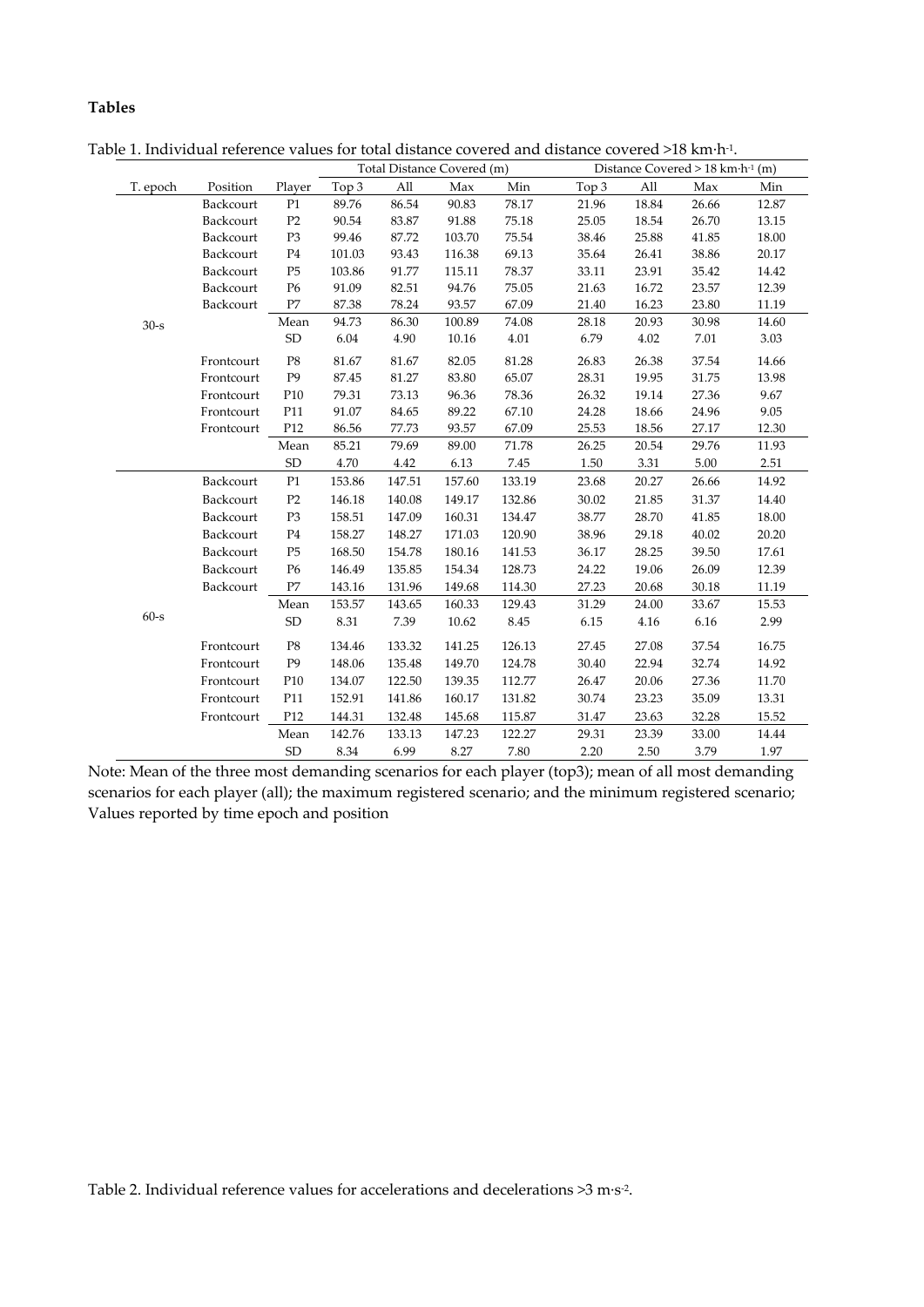**Tables**

Table 1. Individual reference values for total distance covered and distance covered >18 km·h$^{-1}$.

| | | | Total Distance Covered (m) | | | | Distance Covered > 18 km·h$^{-1}$ (m) | | | |
|---|---|---|---|---|---|---|---|---|---|---|
| T. epoch | Position | Player | Top 3 | All | Max | Min | Top 3 | All | Max | Min |
| 30-s | Backcourt | P1 | 89.76 | 86.54 | 90.83 | 78.17 | 21.96 | 18.84 | 26.66 | 12.87 |
| | Backcourt | P2 | 90.54 | 83.87 | 91.88 | 75.18 | 25.05 | 18.54 | 26.70 | 13.15 |
| | Backcourt | P3 | 99.46 | 87.72 | 103.70 | 75.54 | 38.46 | 25.88 | 41.85 | 18.00 |
| | Backcourt | P4 | 101.03 | 93.43 | 116.38 | 69.13 | 35.64 | 26.41 | 38.86 | 20.17 |
| | Backcourt | P5 | 103.86 | 91.77 | 115.11 | 78.37 | 33.11 | 23.91 | 35.42 | 14.42 |
| | Backcourt | P6 | 91.09 | 82.51 | 94.76 | 75.05 | 21.63 | 16.72 | 23.57 | 12.39 |
| | Backcourt | P7 | 87.38 | 78.24 | 93.57 | 67.09 | 21.40 | 16.23 | 23.80 | 11.19 |
| | | Mean | 94.73 | 86.30 | 100.89 | 74.08 | 28.18 | 20.93 | 30.98 | 14.60 |
| | | SD | 6.04 | 4.90 | 10.16 | 4.01 | 6.79 | 4.02 | 7.01 | 3.03 |
| | Frontcourt | P8 | 81.67 | 81.67 | 82.05 | 81.28 | 26.83 | 26.38 | 37.54 | 14.66 |
| | Frontcourt | P9 | 87.45 | 81.27 | 83.80 | 65.07 | 28.31 | 19.95 | 31.75 | 13.98 |
| | Frontcourt | P10 | 79.31 | 73.13 | 96.36 | 78.36 | 26.32 | 19.14 | 27.36 | 9.67 |
| | Frontcourt | P11 | 91.07 | 84.65 | 89.22 | 67.10 | 24.28 | 18.66 | 24.96 | 9.05 |
| | Frontcourt | P12 | 86.56 | 77.73 | 93.57 | 67.09 | 25.53 | 18.56 | 27.17 | 12.30 |
| | | Mean | 85.21 | 79.69 | 89.00 | 71.78 | 26.25 | 20.54 | 29.76 | 11.93 |
| | | SD | 4.70 | 4.42 | 6.13 | 7.45 | 1.50 | 3.31 | 5.00 | 2.51 |
| 60-s | Backcourt | P1 | 153.86 | 147.51 | 157.60 | 133.19 | 23.68 | 20.27 | 26.66 | 14.92 |
| | Backcourt | P2 | 146.18 | 140.08 | 149.17 | 132.86 | 30.02 | 21.85 | 31.37 | 14.40 |
| | Backcourt | P3 | 158.51 | 147.09 | 160.31 | 134.47 | 38.77 | 28.70 | 41.85 | 18.00 |
| | Backcourt | P4 | 158.27 | 148.27 | 171.03 | 120.90 | 38.96 | 29.18 | 40.02 | 20.20 |
| | Backcourt | P5 | 168.50 | 154.78 | 180.16 | 141.53 | 36.17 | 28.25 | 39.50 | 17.61 |
| | Backcourt | P6 | 146.49 | 135.85 | 154.34 | 128.73 | 24.22 | 19.06 | 26.09 | 12.39 |
| | Backcourt | P7 | 143.16 | 131.96 | 149.68 | 114.30 | 27.23 | 20.68 | 30.18 | 11.19 |
| | | Mean | 153.57 | 143.65 | 160.33 | 129.43 | 31.29 | 24.00 | 33.67 | 15.53 |
| | | SD | 8.31 | 7.39 | 10.62 | 8.45 | 6.15 | 4.16 | 6.16 | 2.99 |
| | Frontcourt | P8 | 134.46 | 133.32 | 141.25 | 126.13 | 27.45 | 27.08 | 37.54 | 16.75 |
| | Frontcourt | P9 | 148.06 | 135.48 | 149.70 | 124.78 | 30.40 | 22.94 | 32.74 | 14.92 |
| | Frontcourt | P10 | 134.07 | 122.50 | 139.35 | 112.77 | 26.47 | 20.06 | 27.36 | 11.70 |
| | Frontcourt | P11 | 152.91 | 141.86 | 160.17 | 131.82 | 30.74 | 23.23 | 35.09 | 13.31 |
| | Frontcourt | P12 | 144.31 | 132.48 | 145.68 | 115.87 | 31.47 | 23.63 | 32.28 | 15.52 |
| | | Mean | 142.76 | 133.13 | 147.23 | 122.27 | 29.31 | 23.39 | 33.00 | 14.44 |
| | | SD | 8.34 | 6.99 | 8.27 | 7.80 | 2.20 | 2.50 | 3.79 | 1.97 |

Note: Mean of the three most demanding scenarios for each player (top3); mean of all most demanding scenarios for each player (all); the maximum registered scenario; and the minimum registered scenario; Values reported by time epoch and position

Table 2. Individual reference values for accelerations and decelerations >3 m·s$^{-2}$.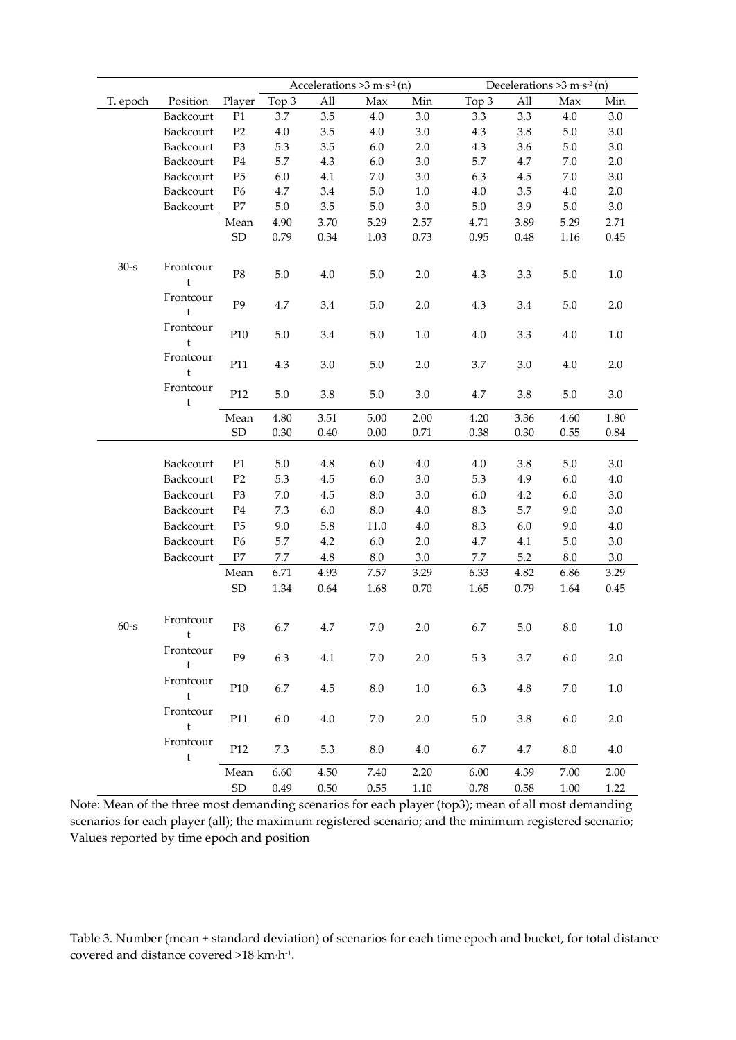| T. epoch | Position | Player | Accelerations >3 m·s⁻² (n) | | | | Decelerations >3 m·s⁻² (n) | | | |
|---|---|---|---|---|---|---|---|---|---|---|
| | | | Top 3 | All | Max | Min | Top 3 | All | Max | Min |
| 30-s | Backcourt | P1 | 3.7 | 3.5 | 4.0 | 3.0 | 3.3 | 3.3 | 4.0 | 3.0 |
| | Backcourt | P2 | 4.0 | 3.5 | 4.0 | 3.0 | 4.3 | 3.8 | 5.0 | 3.0 |
| | Backcourt | P3 | 5.3 | 3.5 | 6.0 | 2.0 | 4.3 | 3.6 | 5.0 | 3.0 |
| | Backcourt | P4 | 5.7 | 4.3 | 6.0 | 3.0 | 5.7 | 4.7 | 7.0 | 2.0 |
| | Backcourt | P5 | 6.0 | 4.1 | 7.0 | 3.0 | 6.3 | 4.5 | 7.0 | 3.0 |
| | Backcourt | P6 | 4.7 | 3.4 | 5.0 | 1.0 | 4.0 | 3.5 | 4.0 | 2.0 |
| | Backcourt | P7 | 5.0 | 3.5 | 5.0 | 3.0 | 5.0 | 3.9 | 5.0 | 3.0 |
| | | Mean | 4.90 | 3.70 | 5.29 | 2.57 | 4.71 | 3.89 | 5.29 | 2.71 |
| | | SD | 0.79 | 0.34 | 1.03 | 0.73 | 0.95 | 0.48 | 1.16 | 0.45 |
| | Frontcourt | P8 | 5.0 | 4.0 | 5.0 | 2.0 | 4.3 | 3.3 | 5.0 | 1.0 |
| | Frontcourt | P9 | 4.7 | 3.4 | 5.0 | 2.0 | 4.3 | 3.4 | 5.0 | 2.0 |
| | Frontcourt | P10 | 5.0 | 3.4 | 5.0 | 1.0 | 4.0 | 3.3 | 4.0 | 1.0 |
| | Frontcourt | P11 | 4.3 | 3.0 | 5.0 | 2.0 | 3.7 | 3.0 | 4.0 | 2.0 |
| | Frontcourt | P12 | 5.0 | 3.8 | 5.0 | 3.0 | 4.7 | 3.8 | 5.0 | 3.0 |
| | | Mean | 4.80 | 3.51 | 5.00 | 2.00 | 4.20 | 3.36 | 4.60 | 1.80 |
| | | SD | 0.30 | 0.40 | 0.00 | 0.71 | 0.38 | 0.30 | 0.55 | 0.84 |
| 60-s | Backcourt | P1 | 5.0 | 4.8 | 6.0 | 4.0 | 4.0 | 3.8 | 5.0 | 3.0 |
| | Backcourt | P2 | 5.3 | 4.5 | 6.0 | 3.0 | 5.3 | 4.9 | 6.0 | 4.0 |
| | Backcourt | P3 | 7.0 | 4.5 | 8.0 | 3.0 | 6.0 | 4.2 | 6.0 | 3.0 |
| | Backcourt | P4 | 7.3 | 6.0 | 8.0 | 4.0 | 8.3 | 5.7 | 9.0 | 3.0 |
| | Backcourt | P5 | 9.0 | 5.8 | 11.0 | 4.0 | 8.3 | 6.0 | 9.0 | 4.0 |
| | Backcourt | P6 | 5.7 | 4.2 | 6.0 | 2.0 | 4.7 | 4.1 | 5.0 | 3.0 |
| | Backcourt | P7 | 7.7 | 4.8 | 8.0 | 3.0 | 7.7 | 5.2 | 8.0 | 3.0 |
| | | Mean | 6.71 | 4.93 | 7.57 | 3.29 | 6.33 | 4.82 | 6.86 | 3.29 |
| | | SD | 1.34 | 0.64 | 1.68 | 0.70 | 1.65 | 0.79 | 1.64 | 0.45 |
| | Frontcourt | P8 | 6.7 | 4.7 | 7.0 | 2.0 | 6.7 | 5.0 | 8.0 | 1.0 |
| | Frontcourt | P9 | 6.3 | 4.1 | 7.0 | 2.0 | 5.3 | 3.7 | 6.0 | 2.0 |
| | Frontcourt | P10 | 6.7 | 4.5 | 8.0 | 1.0 | 6.3 | 4.8 | 7.0 | 1.0 |
| | Frontcourt | P11 | 6.0 | 4.0 | 7.0 | 2.0 | 5.0 | 3.8 | 6.0 | 2.0 |
| | Frontcourt | P12 | 7.3 | 5.3 | 8.0 | 4.0 | 6.7 | 4.7 | 8.0 | 4.0 |
| | | Mean | 6.60 | 4.50 | 7.40 | 2.20 | 6.00 | 4.39 | 7.00 | 2.00 |
| | | SD | 0.49 | 0.50 | 0.55 | 1.10 | 0.78 | 0.58 | 1.00 | 1.22 |

Note: Mean of the three most demanding scenarios for each player (top3); mean of all most demanding scenarios for each player (all); the maximum registered scenario; and the minimum registered scenario; Values reported by time epoch and position

Table 3. Number (mean ± standard deviation) of scenarios for each time epoch and bucket, for total distance covered and distance covered >18 km·h⁻¹.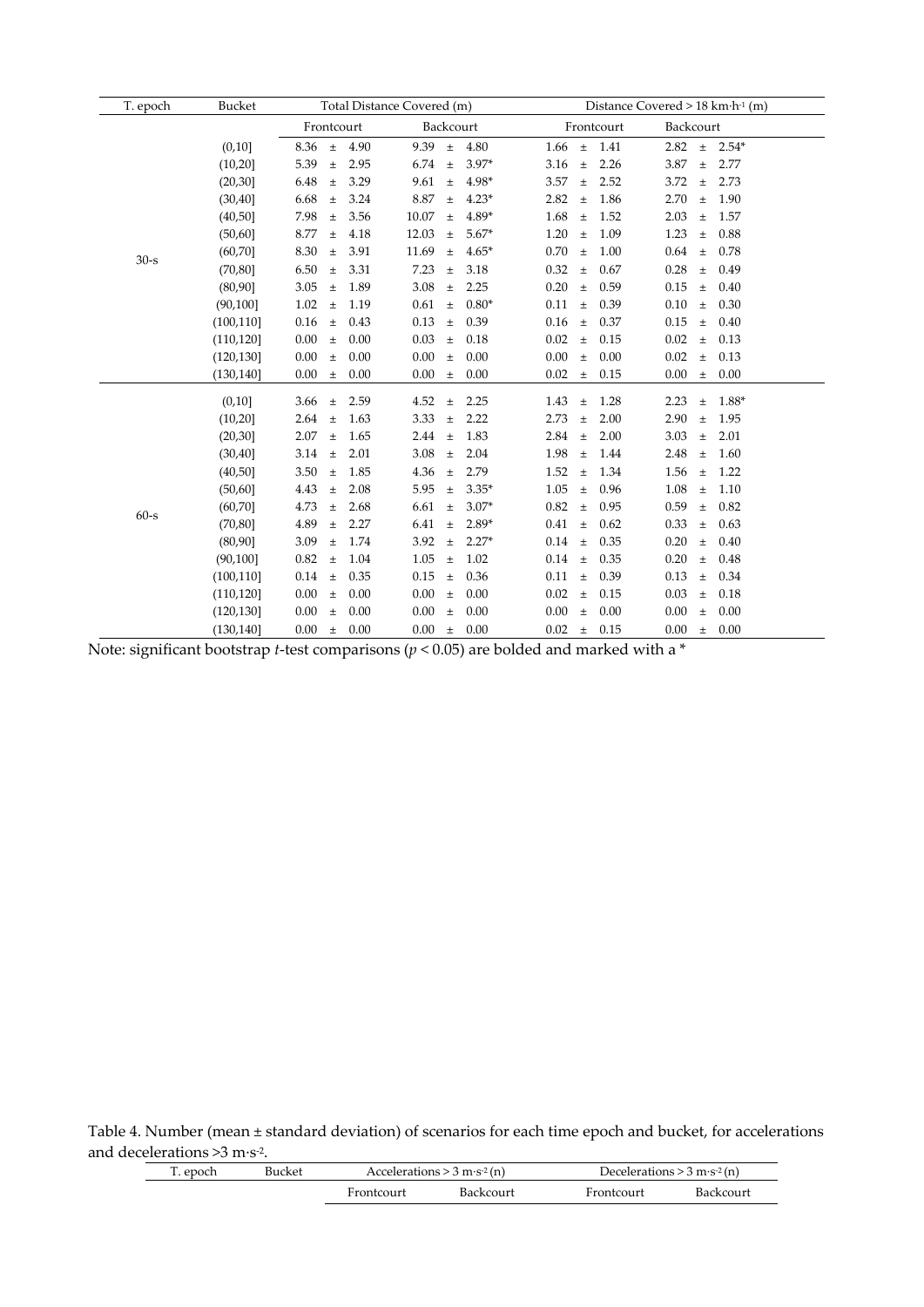| T. epoch | Bucket | Total Distance Covered (m) | | Distance Covered > 18 km·h⁻¹ (m) | |
|---|---|---|---|---|---|
| | | Frontcourt | Backcourt | Frontcourt | Backcourt |
| 30-s | (0,10] | 8.36 ± 4.90 | 9.39 ± 4.80 | 1.66 ± 1.41 | **2.82 ± 2.54***  |
| | (10,20] | 5.39 ± 2.95 | **6.74 ± 3.97*** | 3.16 ± 2.26 | 3.87 ± 2.77 |
| | (20,30] | 6.48 ± 3.29 | **9.61 ± 4.98*** | 3.57 ± 2.52 | 3.72 ± 2.73 |
| | (30,40] | 6.68 ± 3.24 | **8.87 ± 4.23*** | 2.82 ± 1.86 | 2.70 ± 1.90 |
| | (40,50] | 7.98 ± 3.56 | **10.07 ± 4.89*** | 1.68 ± 1.52 | 2.03 ± 1.57 |
| | (50,60] | 8.77 ± 4.18 | **12.03 ± 5.67*** | 1.20 ± 1.09 | 1.23 ± 0.88 |
| | (60,70] | 8.30 ± 3.91 | **11.69 ± 4.65*** | 0.70 ± 1.00 | 0.64 ± 0.78 |
| | (70,80] | 6.50 ± 3.31 | 7.23 ± 3.18 | 0.32 ± 0.67 | 0.28 ± 0.49 |
| | (80,90] | 3.05 ± 1.89 | 3.08 ± 2.25 | 0.20 ± 0.59 | 0.15 ± 0.40 |
| | (90,100] | 1.02 ± 1.19 | **0.61 ± 0.80*** | 0.11 ± 0.39 | 0.10 ± 0.30 |
| | (100,110] | 0.16 ± 0.43 | 0.13 ± 0.39 | 0.16 ± 0.37 | 0.15 ± 0.40 |
| | (110,120] | 0.00 ± 0.00 | 0.03 ± 0.18 | 0.02 ± 0.15 | 0.02 ± 0.13 |
| | (120,130] | 0.00 ± 0.00 | 0.00 ± 0.00 | 0.00 ± 0.00 | 0.02 ± 0.13 |
| | (130,140] | 0.00 ± 0.00 | 0.00 ± 0.00 | 0.02 ± 0.15 | 0.00 ± 0.00 |
| 60-s | (0,10] | 3.66 ± 2.59 | 4.52 ± 2.25 | 1.43 ± 1.28 | **2.23 ± 1.88*** |
| | (10,20] | 2.64 ± 1.63 | 3.33 ± 2.22 | 2.73 ± 2.00 | 2.90 ± 1.95 |
| | (20,30] | 2.07 ± 1.65 | 2.44 ± 1.83 | 2.84 ± 2.00 | 3.03 ± 2.01 |
| | (30,40] | 3.14 ± 2.01 | 3.08 ± 2.04 | 1.98 ± 1.44 | 2.48 ± 1.60 |
| | (40,50] | 3.50 ± 1.85 | 4.36 ± 2.79 | 1.52 ± 1.34 | 1.56 ± 1.22 |
| | (50,60] | 4.43 ± 2.08 | **5.95 ± 3.35*** | 1.05 ± 0.96 | 1.08 ± 1.10 |
| | (60,70] | 4.73 ± 2.68 | **6.61 ± 3.07*** | 0.82 ± 0.95 | 0.59 ± 0.82 |
| | (70,80] | 4.89 ± 2.27 | **6.41 ± 2.89*** | 0.41 ± 0.62 | 0.33 ± 0.63 |
| | (80,90] | 3.09 ± 1.74 | **3.92 ± 2.27*** | 0.14 ± 0.35 | 0.20 ± 0.40 |
| | (90,100] | 0.82 ± 1.04 | 1.05 ± 1.02 | 0.14 ± 0.35 | 0.20 ± 0.48 |
| | (100,110] | 0.14 ± 0.35 | 0.15 ± 0.36 | 0.11 ± 0.39 | 0.13 ± 0.34 |
| | (110,120] | 0.00 ± 0.00 | 0.00 ± 0.00 | 0.02 ± 0.15 | 0.03 ± 0.18 |
| | (120,130] | 0.00 ± 0.00 | 0.00 ± 0.00 | 0.00 ± 0.00 | 0.00 ± 0.00 |
| | (130,140] | 0.00 ± 0.00 | 0.00 ± 0.00 | 0.02 ± 0.15 | 0.00 ± 0.00 |

Note: significant bootstrap *t*-test comparisons ($p < 0.05$) are bolded and marked with a *

Table 4. Number (mean ± standard deviation) of scenarios for each time epoch and bucket, for accelerations and decelerations >3 m·s⁻².

| T. epoch | Bucket | Accelerations > 3 m·s⁻² (n) | | Decelerations > 3 m·s⁻² (n) | |
|---|---|---|---|---|---|
| | | Frontcourt | Backcourt | Frontcourt | Backcourt |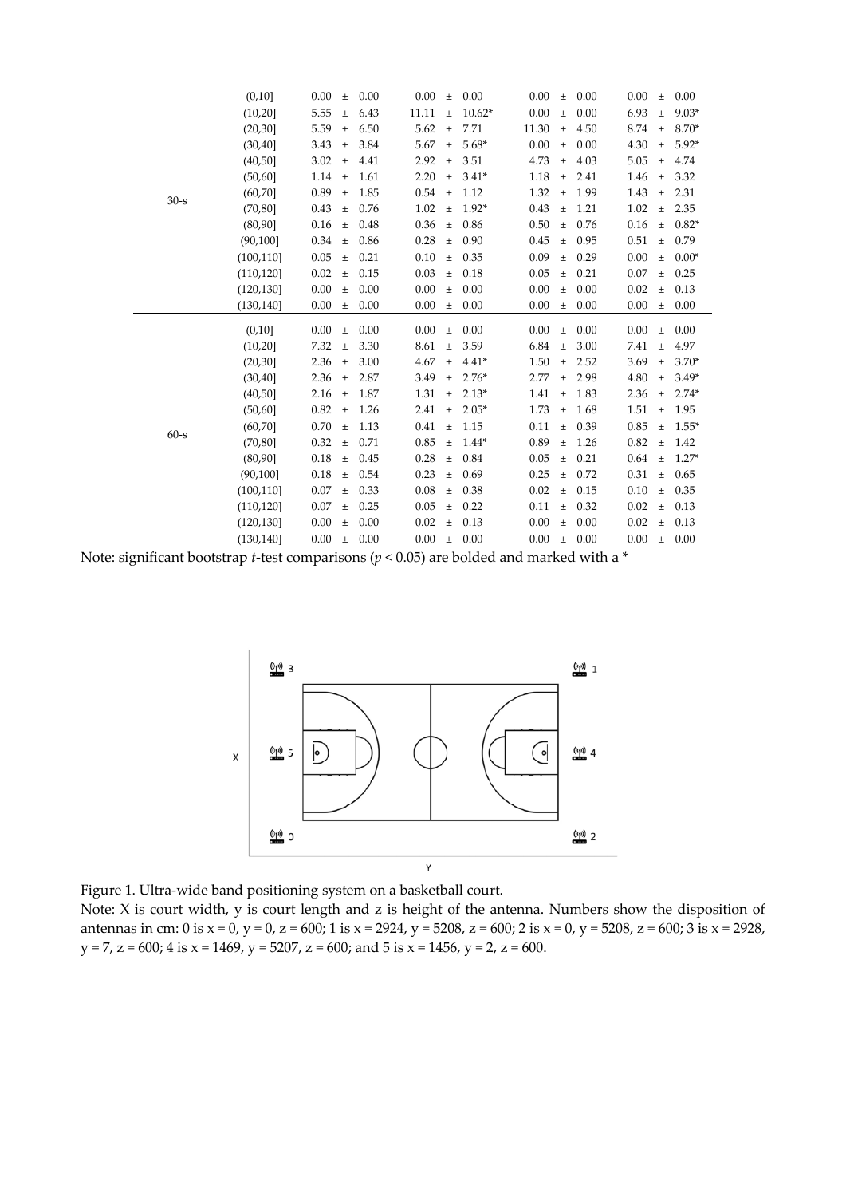| | | | | | |
|---|---|---|---|---|---|
| 30-s | (0,10] | 0.00 ± 0.00 | 0.00 ± 0.00 | 0.00 ± 0.00 | 0.00 ± 0.00 |
| | (10,20] | 5.55 ± 6.43 | 11.11 ± 10.62* | 0.00 ± 0.00 | 6.93 ± 9.03* |
| | (20,30] | 5.59 ± 6.50 | 5.62 ± 7.71 | 11.30 ± 4.50 | 8.74 ± 8.70* |
| | (30,40] | 3.43 ± 3.84 | 5.67 ± 5.68* | 0.00 ± 0.00 | 4.30 ± 5.92* |
| | (40,50] | 3.02 ± 4.41 | 2.92 ± 3.51 | 4.73 ± 4.03 | 5.05 ± 4.74 |
| | (50,60] | 1.14 ± 1.61 | 2.20 ± 3.41* | 1.18 ± 2.41 | 1.46 ± 3.32 |
| | (60,70] | 0.89 ± 1.85 | 0.54 ± 1.12 | 1.32 ± 1.99 | 1.43 ± 2.31 |
| | (70,80] | 0.43 ± 0.76 | 1.02 ± 1.92* | 0.43 ± 1.21 | 1.02 ± 2.35 |
| | (80,90] | 0.16 ± 0.48 | 0.36 ± 0.86 | 0.50 ± 0.76 | 0.16 ± 0.82* |
| | (90,100] | 0.34 ± 0.86 | 0.28 ± 0.90 | 0.45 ± 0.95 | 0.51 ± 0.79 |
| | (100,110] | 0.05 ± 0.21 | 0.10 ± 0.35 | 0.09 ± 0.29 | 0.00 ± 0.00* |
| | (110,120] | 0.02 ± 0.15 | 0.03 ± 0.18 | 0.05 ± 0.21 | 0.07 ± 0.25 |
| | (120,130] | 0.00 ± 0.00 | 0.00 ± 0.00 | 0.00 ± 0.00 | 0.02 ± 0.13 |
| | (130,140] | 0.00 ± 0.00 | 0.00 ± 0.00 | 0.00 ± 0.00 | 0.00 ± 0.00 |
| 60-s | (0,10] | 0.00 ± 0.00 | 0.00 ± 0.00 | 0.00 ± 0.00 | 0.00 ± 0.00 |
| | (10,20] | 7.32 ± 3.30 | 8.61 ± 3.59 | 6.84 ± 3.00 | 7.41 ± 4.97 |
| | (20,30] | 2.36 ± 3.00 | 4.67 ± 4.41* | 1.50 ± 2.52 | 3.69 ± 3.70* |
| | (30,40] | 2.36 ± 2.87 | 3.49 ± 2.76* | 2.77 ± 2.98 | 4.80 ± 3.49* |
| | (40,50] | 2.16 ± 1.87 | 1.31 ± 2.13* | 1.41 ± 1.83 | 2.36 ± 2.74* |
| | (50,60] | 0.82 ± 1.26 | 2.41 ± 2.05* | 1.73 ± 1.68 | 1.51 ± 1.95 |
| | (60,70] | 0.70 ± 1.13 | 0.41 ± 1.15 | 0.11 ± 0.39 | 0.85 ± 1.55* |
| | (70,80] | 0.32 ± 0.71 | 0.85 ± 1.44* | 0.89 ± 1.26 | 0.82 ± 1.42 |
| | (80,90] | 0.18 ± 0.45 | 0.28 ± 0.84 | 0.05 ± 0.21 | 0.64 ± 1.27* |
| | (90,100] | 0.18 ± 0.54 | 0.23 ± 0.69 | 0.25 ± 0.72 | 0.31 ± 0.65 |
| | (100,110] | 0.07 ± 0.33 | 0.08 ± 0.38 | 0.02 ± 0.15 | 0.10 ± 0.35 |
| | (110,120] | 0.07 ± 0.25 | 0.05 ± 0.22 | 0.11 ± 0.32 | 0.02 ± 0.13 |
| | (120,130] | 0.00 ± 0.00 | 0.02 ± 0.13 | 0.00 ± 0.00 | 0.02 ± 0.13 |
| | (130,140] | 0.00 ± 0.00 | 0.00 ± 0.00 | 0.00 ± 0.00 | 0.00 ± 0.00 |

Note: significant bootstrap *t*-test comparisons ($p < 0.05$) are bolded and marked with a *

Figure 1. Ultra-wide band positioning system on a basketball court.

Note: X is court width, y is court length and z is height of the antenna. Numbers show the disposition of antennas in cm: 0 is x = 0, y = 0, z = 600; 1 is x = 2924, y = 5208, z = 600; 2 is x = 0, y = 5208, z = 600; 3 is x = 2928, y = 7, z = 600; 4 is x = 1469, y = 5207, z = 600; and 5 is x = 1456, y = 2, z = 600.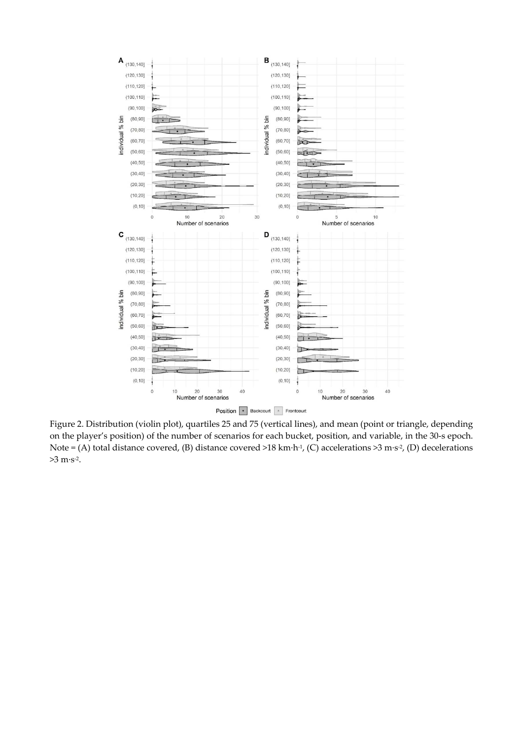Figure 2. Distribution (violin plot), quartiles 25 and 75 (vertical lines), and mean (point or triangle, depending on the player's position) of the number of scenarios for each bucket, position, and variable, in the 30-s epoch. Note = (A) total distance covered, (B) distance covered >18 km·h$^{-1}$, (C) accelerations >3 m·s$^{-2}$, (D) decelerations >3 m·s$^{-2}$.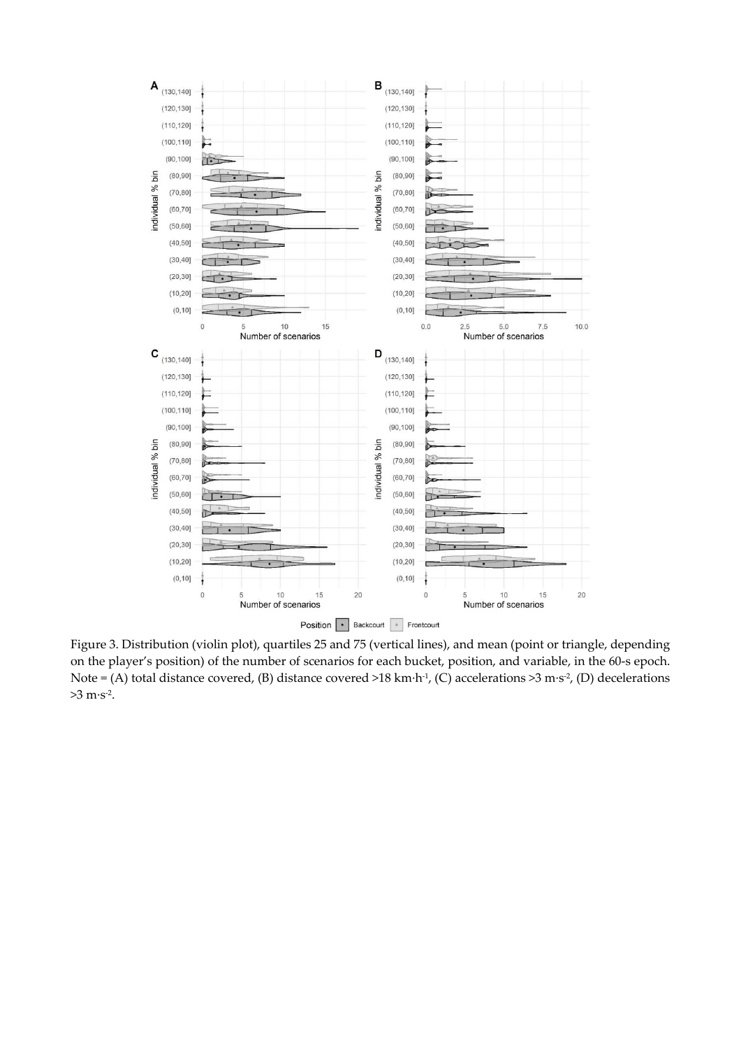Figure 3. Distribution (violin plot), quartiles 25 and 75 (vertical lines), and mean (point or triangle, depending on the player's position) of the number of scenarios for each bucket, position, and variable, in the 60-s epoch. Note = (A) total distance covered, (B) distance covered >18 km·h$^{-1}$, (C) accelerations >3 m·s$^{-2}$, (D) decelerations >3 m·s$^{-2}$.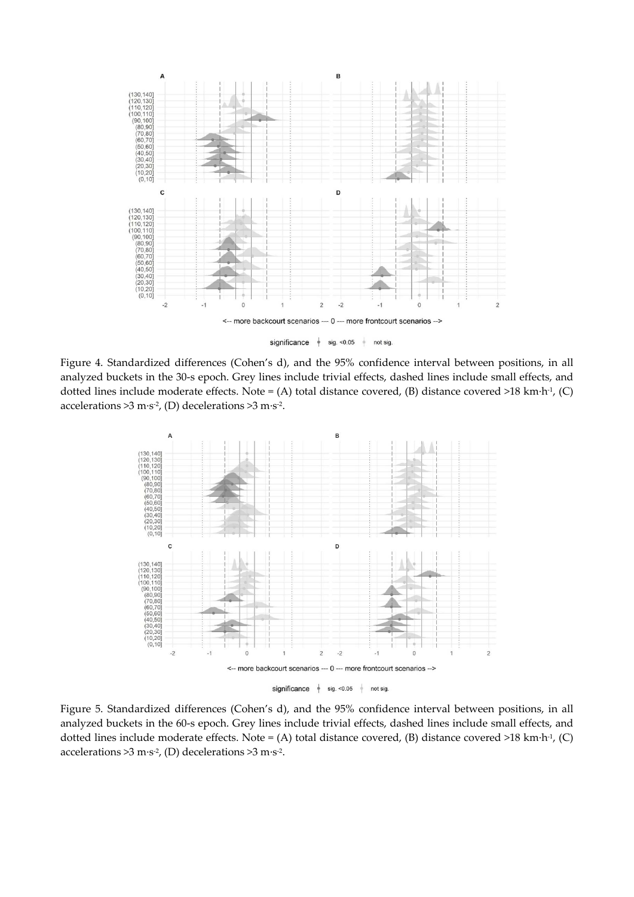A

B

(130,140]
(120,130]
(110,120]
(100,110]
(90,100]
(80,90]
(70,80]
(60,70]
(50,60]
(40,50]
(30,40]
(20,30]
(10,20]
(0,10]

C

D

-2 -1 0 1 2 -2 -1 0 1 2

<-- more backcourt scenarios --- 0 --- more frontcourt scenarios -->

significance sig. <0.05 not sig.

Figure 4. Standardized differences (Cohen's d), and the 95% confidence interval between positions, in all analyzed buckets in the 30-s epoch. Grey lines include trivial effects, dashed lines include small effects, and dotted lines include moderate effects. Note = (A) total distance covered, (B) distance covered >18 km·h$^{-1}$, (C) accelerations >3 m·s$^{-2}$, (D) decelerations >3 m·s$^{-2}$.

A

B

(130,140]
(120,130]
(110,120]
(100,110]
(90,100]
(80,90]
(70,80]
(60,70]
(50,60]
(40,50]
(30,40]
(20,30]
(10,20]
(0,10]

C

D

-2 -1 0 1 2 -2 -1 0 1 2

<-- more backcourt scenarios --- 0 --- more frontcourt scenarios -->

significance sig. <0.05 not sig.

Figure 5. Standardized differences (Cohen's d), and the 95% confidence interval between positions, in all analyzed buckets in the 60-s epoch. Grey lines include trivial effects, dashed lines include small effects, and dotted lines include moderate effects. Note = (A) total distance covered, (B) distance covered >18 km·h$^{-1}$, (C) accelerations >3 m·s$^{-2}$, (D) decelerations >3 m·s$^{-2}$.